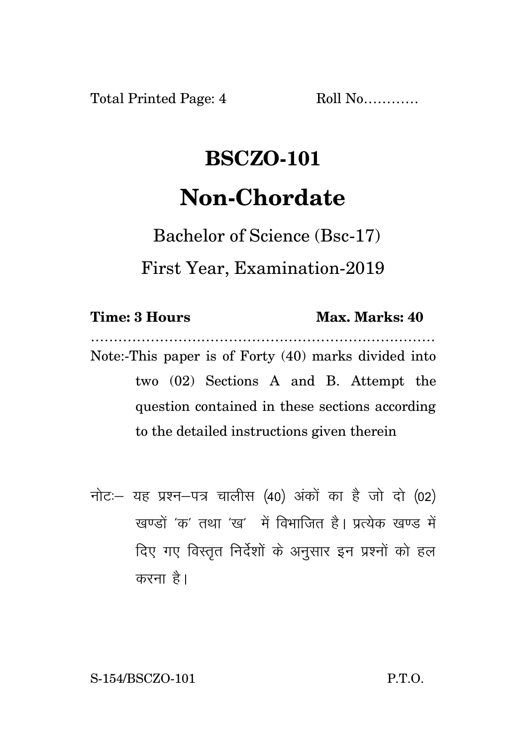Total Printed Page: 4 Roll No…………

# BSCZO-101

# Non-Chordate

Bachelor of Science (Bsc-17)

First Year, Examination-2019

**Time: 3 Hours** **Max. Marks: 40**

…………………………………………………………………

Note:-This paper is of Forty (40) marks divided into two (02) Sections A and B. Attempt the question contained in these sections according to the detailed instructions given therein

नोटः– यह प्रश्न–पत्र चालीस (40) अंकों का है जो दो (02) खण्डों 'क' तथा 'ख' में विभाजित है। प्रत्येक खण्ड में दिए गए विस्तृत निर्देशों के अनुसार इन प्रश्नों को हल करना है।

S-154/BSCZO-101 P.T.O.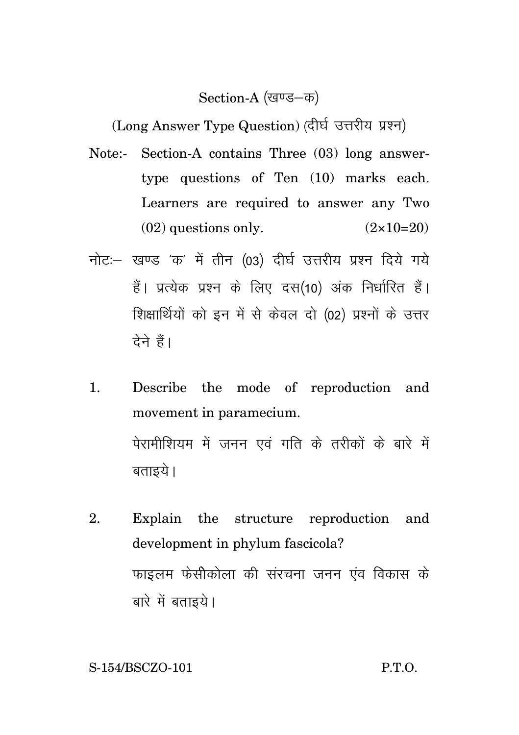## Section-A (खण्ड–क)

(Long Answer Type Question) (दीर्घ उत्तरीय प्रश्न)

Note:- Section-A contains Three (03) long answer-type questions of Ten (10) marks each. Learners are required to answer any Two (02) questions only. (2×10=20)

नोटः– खण्ड 'क' में तीन (03) दीर्घ उत्तरीय प्रश्न दिये गये हैं। प्रत्येक प्रश्न के लिए दस(10) अंक निर्धारित हैं। शिक्षार्थियों को इन में से केवल दो (02) प्रश्नों के उत्तर देने हैं।

1. Describe the mode of reproduction and movement in paramecium.

   पेरामीशियम में जनन एवं गति के तरीकों के बारे में बताइये।

2. Explain the structure reproduction and development in phylum fascicola?

   फाइलम फेसीकोला की संरचना जनन एंव विकास के बारे में बताइये।

S-154/BSCZO-101 P.T.O.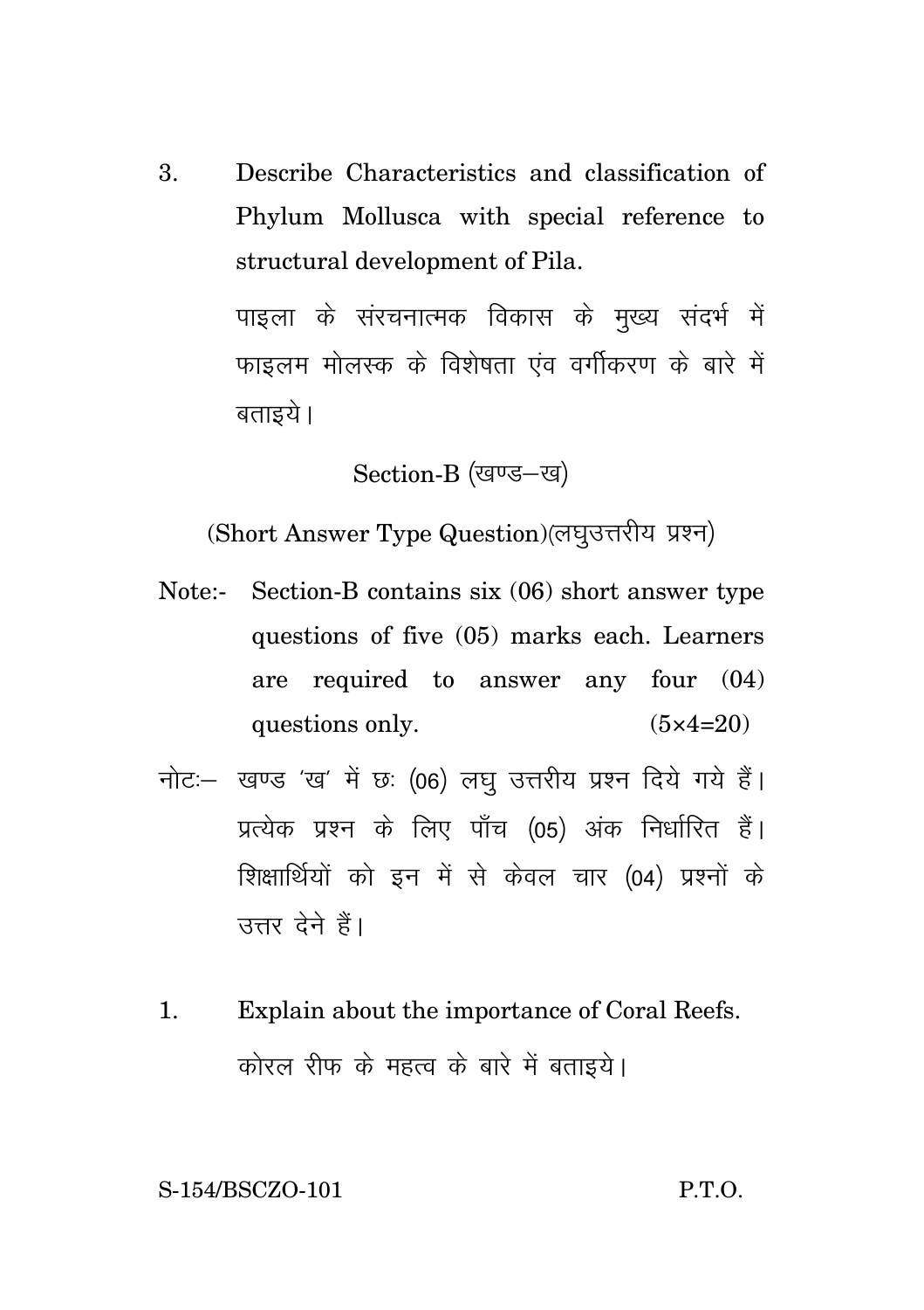3. Describe Characteristics and classification of Phylum Mollusca with special reference to structural development of Pila.

   पाइला के संरचनात्मक विकास के मुख्य संदर्भ में फाइलम मोलस्क के विशेषता एंव वर्गीकरण के बारे में बताइये।

## Section-B (खण्ड–ख)

(Short Answer Type Question)(लघुउत्तरीय प्रश्न)

Note:- Section-B contains six (06) short answer type questions of five (05) marks each. Learners are required to answer any four (04) questions only. (5×4=20)

नोटः– खण्ड 'ख' में छः (06) लघु उत्तरीय प्रश्न दिये गये हैं। प्रत्येक प्रश्न के लिए पाँच (05) अंक निर्धारित हैं। शिक्षार्थियों को इन में से केवल चार (04) प्रश्नों के उत्तर देने हैं।

1. Explain about the importance of Coral Reefs.

   कोरल रीफ के महत्व के बारे में बताइये।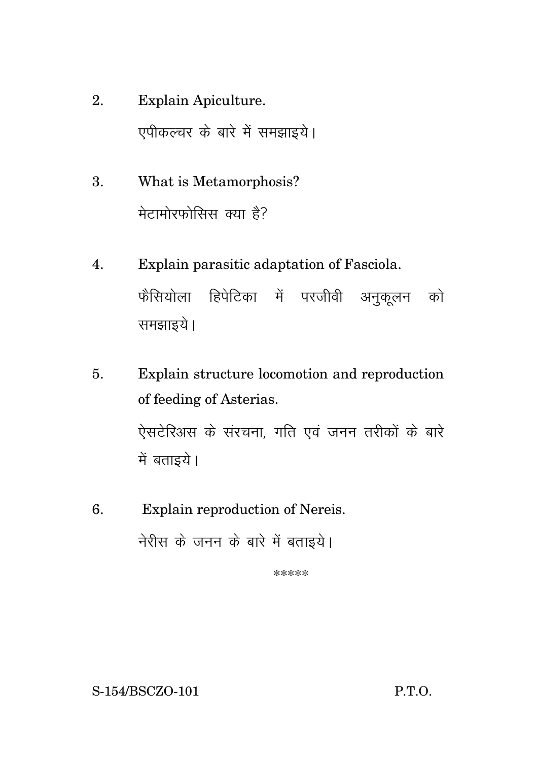2. Explain Apiculture.

   एपीकल्चर के बारे में समझाइये।

3. What is Metamorphosis?

   मेटामोरफोसिस क्या है?

4. Explain parasitic adaptation of Fasciola.

   फैसियोला हिपेटिका में परजीवी अनुकूलन को समझाइये।

5. Explain structure locomotion and reproduction of feeding of Asterias.

   ऐसटेरिअस के संरचना, गति एवं जनन तरीकों के बारे में बताइये।

6. Explain reproduction of Nereis.

   नेरीस के जनन के बारे में बताइये।

*****

S-154/BSCZO-101 P.T.O.